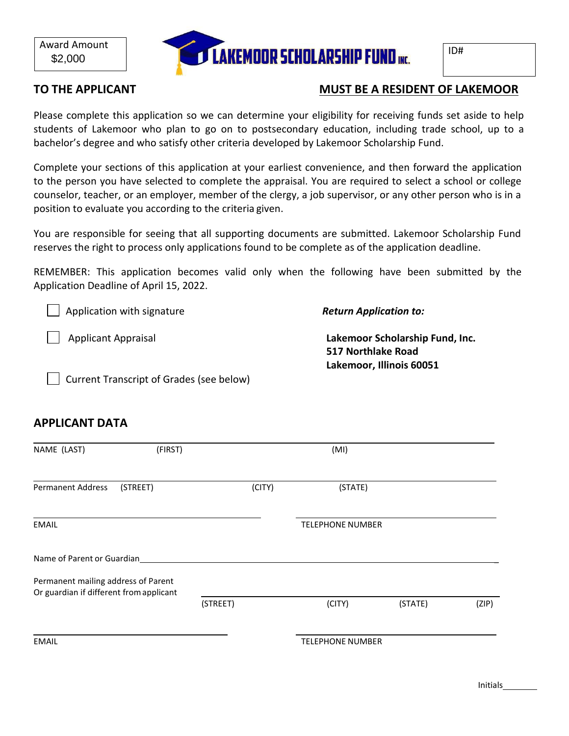Award Amount
$2,000

# LAKEMOOR SCHOLARSHIP FUND INC.

ID#

**TO THE APPLICANT** **MUST BE A RESIDENT OF LAKEMOOR**

Please complete this application so we can determine your eligibility for receiving funds set aside to help students of Lakemoor who plan to go on to postsecondary education, including trade school, up to a bachelor's degree and who satisfy other criteria developed by Lakemoor Scholarship Fund.

Complete your sections of this application at your earliest convenience, and then forward the application to the person you have selected to complete the appraisal. You are required to select a school or college counselor, teacher, or an employer, member of the clergy, a job supervisor, or any other person who is in a position to evaluate you according to the criteria given.

You are responsible for seeing that all supporting documents are submitted. Lakemoor Scholarship Fund reserves the right to process only applications found to be complete as of the application deadline.

REMEMBER: This application becomes valid only when the following have been submitted by the Application Deadline of April 15, 2022.

- ☐ Application with signature
- ☐ Applicant Appraisal
- ☐ Current Transcript of Grades (see below)

***Return Application to:***

**Lakemoor Scholarship Fund, Inc.**
**517 Northlake Road**
**Lakemoor, Illinois 60051**

## APPLICANT DATA

NAME (LAST) (FIRST) (MI)

Permanent Address (STREET) (CITY) (STATE)

EMAIL TELEPHONE NUMBER

Name of Parent or Guardian\_\_\_\_\_\_\_\_\_\_\_\_\_\_\_\_\_\_\_\_\_\_\_\_\_\_\_\_\_\_\_\_\_\_\_\_\_\_\_\_

Permanent mailing address of Parent
Or guardian if different from applicant

(STREET) (CITY) (STATE) (ZIP)

EMAIL TELEPHONE NUMBER

Initials\_\_\_\_\_\_\_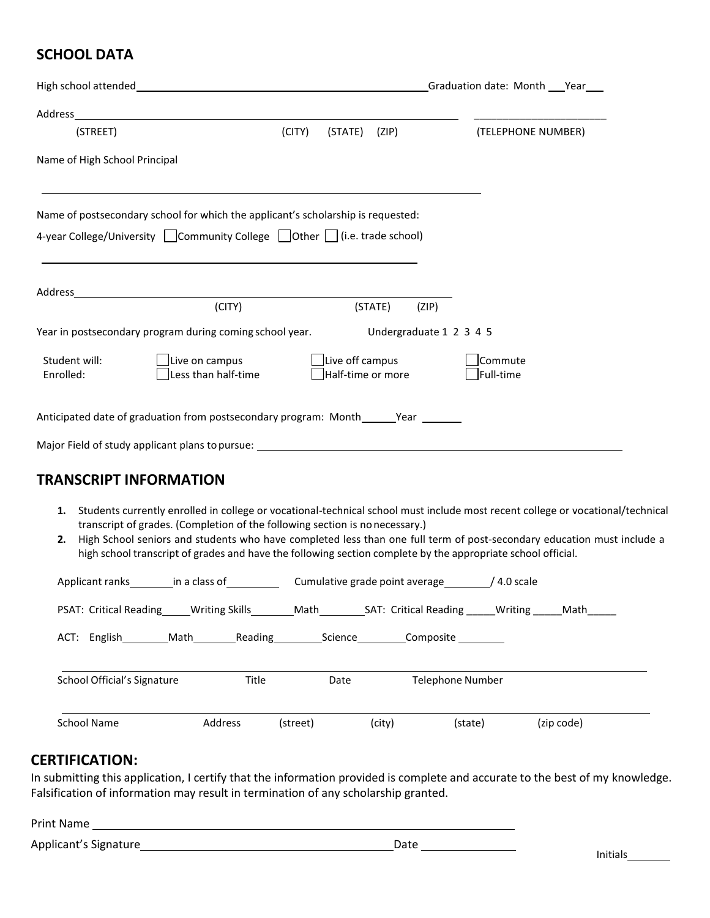## SCHOOL DATA

High school attended\_\_\_\_\_\_\_\_\_\_\_\_\_\_\_\_\_\_\_\_\_\_\_\_\_\_\_\_\_\_\_\_\_\_\_\_\_\_\_\_ Graduation date: Month \_\_\_ Year \_\_\_

Address\_\_\_\_\_\_\_\_\_\_\_\_\_\_\_\_\_\_\_\_\_\_\_\_\_\_\_\_\_\_\_\_\_\_\_\_\_\_\_\_\_\_\_\_\_\_\_\_ \_\_\_\_\_\_\_\_\_\_\_\_\_\_\_\_\_\_\_\_\_\_\_

(STREET) (CITY) (STATE) (ZIP) (TELEPHONE NUMBER)

Name of High School Principal

\_\_\_\_\_\_\_\_\_\_\_\_\_\_\_\_\_\_\_\_\_\_\_\_\_\_\_\_\_\_\_\_\_\_\_\_\_\_\_\_\_\_\_\_\_\_\_\_\_\_\_\_\_\_\_\_

Name of postsecondary school for which the applicant's scholarship is requested:

4-year College/University ☐ Community College ☐ Other ☐ (i.e. trade school)

\_\_\_\_\_\_\_\_\_\_\_\_\_\_\_\_\_\_\_\_\_\_\_\_\_\_\_\_\_\_\_\_\_\_\_\_\_\_\_\_\_\_\_\_\_\_\_\_\_\_\_\_\_\_\_\_

Address\_\_\_\_\_\_\_\_\_\_\_\_\_\_\_\_\_\_\_\_\_\_\_\_\_\_\_\_\_\_\_\_\_\_\_\_\_\_\_\_\_\_\_\_\_\_\_\_

(CITY) (STATE) (ZIP)

Year in postsecondary program during coming school year. Undergraduate 1 2 3 4 5

Student will: ☐ Live on campus ☐ Live off campus ☐ Commute

Enrolled: ☐ Less than half-time ☐ Half-time or more ☐ Full-time

Anticipated date of graduation from postsecondary program: Month\_\_\_\_\_\_ Year \_\_\_\_\_\_\_

Major Field of study applicant plans to pursue: \_\_\_\_\_\_\_\_\_\_\_\_\_\_\_\_\_\_\_\_\_\_\_\_\_\_\_\_\_\_\_\_\_\_\_\_\_\_\_\_\_\_\_\_

## TRANSCRIPT INFORMATION

1. Students currently enrolled in college or vocational-technical school must include most recent college or vocational/technical transcript of grades. (Completion of the following section is no necessary.)
2. High School seniors and students who have completed less than one full term of post-secondary education must include a high school transcript of grades and have the following section complete by the appropriate school official.

Applicant ranks\_\_\_\_\_\_\_\_ in a class of\_\_\_\_\_\_\_\_\_ Cumulative grade point average\_\_\_\_\_\_\_\_ / 4.0 scale

PSAT: Critical Reading\_\_\_\_\_ Writing Skills\_\_\_\_\_\_\_ Math\_\_\_\_\_\_\_\_ SAT: Critical Reading \_\_\_\_\_ Writing \_\_\_\_\_ Math\_\_\_\_\_

ACT: English\_\_\_\_\_\_\_\_ Math\_\_\_\_\_\_\_ Reading\_\_\_\_\_\_\_\_ Science\_\_\_\_\_\_\_\_ Composite \_\_\_\_\_\_\_\_

\_\_\_\_\_\_\_\_\_\_\_\_\_\_\_\_\_\_\_\_\_\_\_\_\_\_\_\_\_\_\_\_\_\_\_\_\_\_\_\_\_\_\_\_\_\_\_\_\_\_\_\_\_\_\_\_\_\_\_\_\_\_\_\_

School Official's Signature Title Date Telephone Number

\_\_\_\_\_\_\_\_\_\_\_\_\_\_\_\_\_\_\_\_\_\_\_\_\_\_\_\_\_\_\_\_\_\_\_\_\_\_\_\_\_\_\_\_\_\_\_\_\_\_\_\_\_\_\_\_\_\_\_\_\_\_\_\_

School Name Address (street) (city) (state) (zip code)

## CERTIFICATION:

In submitting this application, I certify that the information provided is complete and accurate to the best of my knowledge. Falsification of information may result in termination of any scholarship granted.

Print Name \_\_\_\_\_\_\_\_\_\_\_\_\_\_\_\_\_\_\_\_\_\_\_\_\_\_\_\_\_\_\_\_\_\_\_\_\_\_\_\_\_\_\_\_\_\_\_\_

Applicant's Signature\_\_\_\_\_\_\_\_\_\_\_\_\_\_\_\_\_\_\_\_\_\_\_\_\_\_\_\_\_\_\_\_\_\_ Date \_\_\_\_\_\_\_\_\_\_\_\_\_\_\_

Initials\_\_\_\_\_\_\_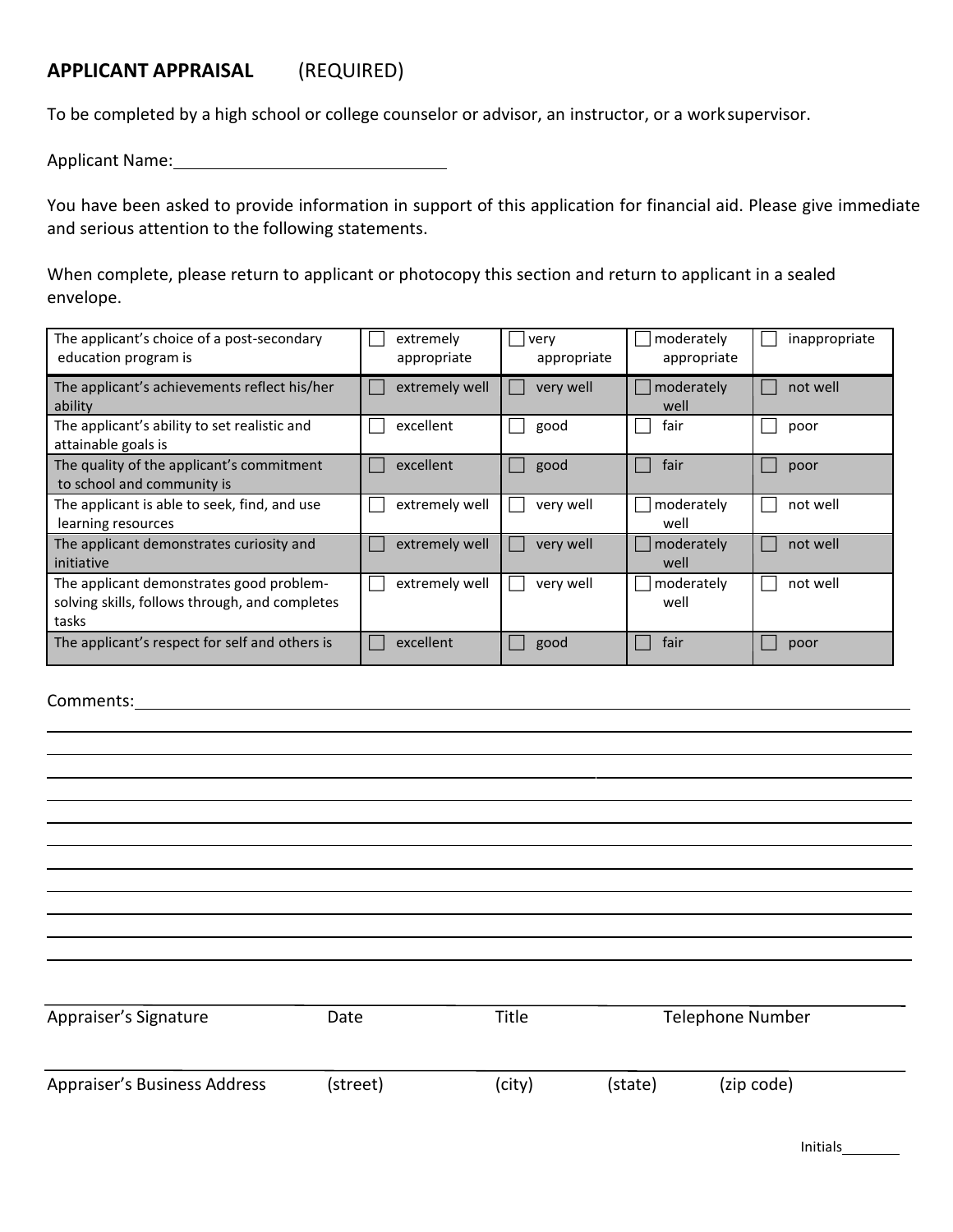## APPLICANT APPRAISAL (REQUIRED)

To be completed by a high school or college counselor or advisor, an instructor, or a work supervisor.

Applicant Name: ______________________________

You have been asked to provide information in support of this application for financial aid. Please give immediate and serious attention to the following statements.

When complete, please return to applicant or photocopy this section and return to applicant in a sealed envelope.

| | | | | |
|---|---|---|---|---|
| The applicant's choice of a post-secondary education program is | ☐ extremely appropriate | ☐ very appropriate | ☐ moderately appropriate | ☐ inappropriate |
| The applicant's achievements reflect his/her ability | ☐ extremely well | ☐ very well | ☐ moderately well | ☐ not well |
| The applicant's ability to set realistic and attainable goals is | ☐ excellent | ☐ good | ☐ fair | ☐ poor |
| The quality of the applicant's commitment to school and community is | ☐ excellent | ☐ good | ☐ fair | ☐ poor |
| The applicant is able to seek, find, and use learning resources | ☐ extremely well | ☐ very well | ☐ moderately well | ☐ not well |
| The applicant demonstrates curiosity and initiative | ☐ extremely well | ☐ very well | ☐ moderately well | ☐ not well |
| The applicant demonstrates good problem-solving skills, follows through, and completes tasks | ☐ extremely well | ☐ very well | ☐ moderately well | ☐ not well |
| The applicant's respect for self and others is | ☐ excellent | ☐ good | ☐ fair | ☐ poor |

Comments: ______________________________________________________________

______________________________________________________________________

______________________________________________________________________

______________________________________________________________________

______________________________________________________________________

______________________________________________________________________

______________________________________________________________________

______________________________________________________________________

______________________________________________________________________

______________________________________________________________________

______________________________________________________________________

______________________________________________________________________

Appreciser's Signature          Date          Title          Telephone Number

Appraiser's Business Address          (street)          (city)          (state)          (zip code)

Initials_______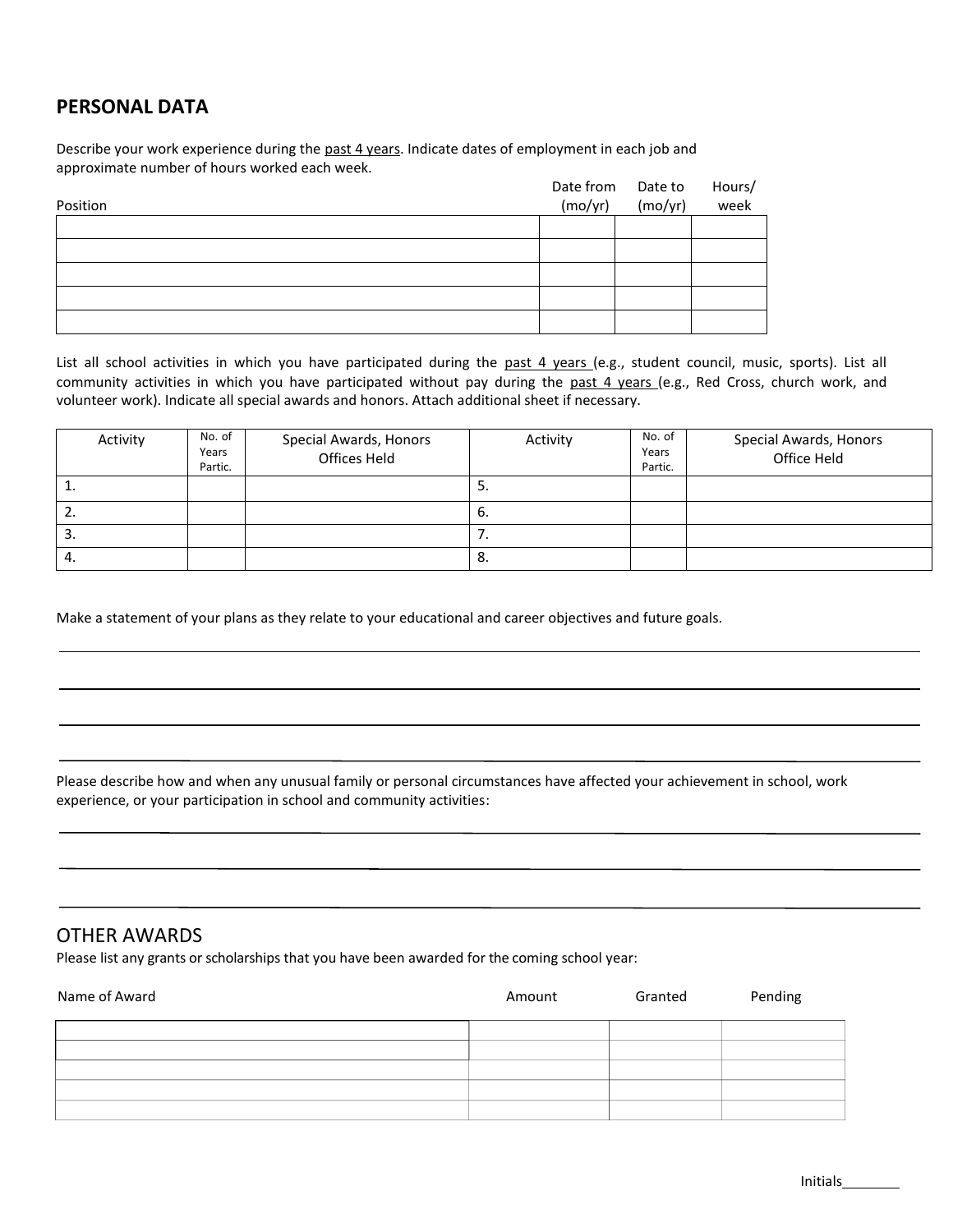## PERSONAL DATA

Describe your work experience during the past 4 years. Indicate dates of employment in each job and approximate number of hours worked each week.

| Position | Date from (mo/yr) | Date to (mo/yr) | Hours/ week |
|---|---|---|---|
| | | | |
| | | | |
| | | | |
| | | | |
| | | | |

List all school activities in which you have participated during the past 4 years (e.g., student council, music, sports). List all community activities in which you have participated without pay during the past 4 years (e.g., Red Cross, church work, and volunteer work). Indicate all special awards and honors. Attach additional sheet if necessary.

| Activity | No. of Years Partic. | Special Awards, Honors Offices Held | Activity | No. of Years Partic. | Special Awards, Honors Office Held |
|---|---|---|---|---|---|
| 1. | | | 5. | | |
| 2. | | | 6. | | |
| 3. | | | 7. | | |
| 4. | | | 8. | | |

Make a statement of your plans as they relate to your educational and career objectives and future goals.

\_\_\_\_\_\_\_\_\_\_\_\_\_\_\_\_\_\_\_\_\_\_\_\_\_\_\_\_\_\_\_\_\_\_\_\_\_\_\_\_\_\_\_\_\_\_\_\_\_\_\_\_\_\_\_\_\_\_\_\_\_\_\_\_\_\_\_\_\_\_\_\_\_\_\_\_\_\_

\_\_\_\_\_\_\_\_\_\_\_\_\_\_\_\_\_\_\_\_\_\_\_\_\_\_\_\_\_\_\_\_\_\_\_\_\_\_\_\_\_\_\_\_\_\_\_\_\_\_\_\_\_\_\_\_\_\_\_\_\_\_\_\_\_\_\_\_\_\_\_\_\_\_\_\_\_\_

\_\_\_\_\_\_\_\_\_\_\_\_\_\_\_\_\_\_\_\_\_\_\_\_\_\_\_\_\_\_\_\_\_\_\_\_\_\_\_\_\_\_\_\_\_\_\_\_\_\_\_\_\_\_\_\_\_\_\_\_\_\_\_\_\_\_\_\_\_\_\_\_\_\_\_\_\_\_

\_\_\_\_\_\_\_\_\_\_\_\_\_\_\_\_\_\_\_\_\_\_\_\_\_\_\_\_\_\_\_\_\_\_\_\_\_\_\_\_\_\_\_\_\_\_\_\_\_\_\_\_\_\_\_\_\_\_\_\_\_\_\_\_\_\_\_\_\_\_\_\_\_\_\_\_\_\_

Please describe how and when any unusual family or personal circumstances have affected your achievement in school, work experience, or your participation in school and community activities:

\_\_\_\_\_\_\_\_\_\_\_\_\_\_\_\_\_\_\_\_\_\_\_\_\_\_\_\_\_\_\_\_\_\_\_\_\_\_\_\_\_\_\_\_\_\_\_\_\_\_\_\_\_\_\_\_\_\_\_\_\_\_\_\_\_\_\_\_\_\_\_\_\_\_\_\_\_\_

\_\_\_\_\_\_\_\_\_\_\_\_\_\_\_\_\_\_\_\_\_\_\_\_\_\_\_\_\_\_\_\_\_\_\_\_\_\_\_\_\_\_\_\_\_\_\_\_\_\_\_\_\_\_\_\_\_\_\_\_\_\_\_\_\_\_\_\_\_\_\_\_\_\_\_\_\_\_

\_\_\_\_\_\_\_\_\_\_\_\_\_\_\_\_\_\_\_\_\_\_\_\_\_\_\_\_\_\_\_\_\_\_\_\_\_\_\_\_\_\_\_\_\_\_\_\_\_\_\_\_\_\_\_\_\_\_\_\_\_\_\_\_\_\_\_\_\_\_\_\_\_\_\_\_\_\_

## OTHER AWARDS

Please list any grants or scholarships that you have been awarded for the coming school year:

| Name of Award | Amount | Granted | Pending |
|---|---|---|---|
| | | | |
| | | | |
| | | | |
| | | | |
| | | | |

Initials\_\_\_\_\_\_\_\_